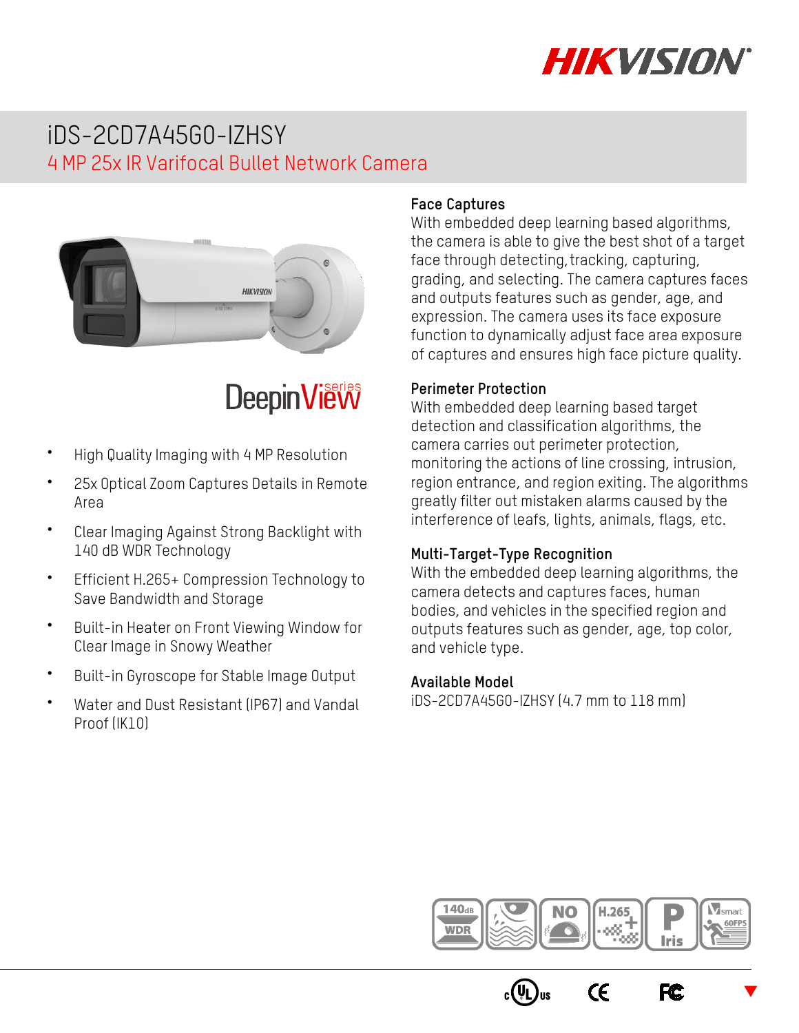# iDS-2CD7A45G0-IZHSY

## 4 MP 25x IR Varifocal Bullet Network Camera

DeepinView series

- High Quality Imaging with 4 MP Resolution
- 25x Optical Zoom Captures Details in Remote Area
- Clear Imaging Against Strong Backlight with 140 dB WDR Technology
- Efficient H.265+ Compression Technology to Save Bandwidth and Storage
- Built-in Heater on Front Viewing Window for Clear Image in Snowy Weather
- Built-in Gyroscope for Stable Image Output
- Water and Dust Resistant (IP67) and Vandal Proof (IK10)

### Face Captures

With embedded deep learning based algorithms, the camera is able to give the best shot of a target face through detecting,tracking, capturing, grading, and selecting. The camera captures faces and outputs features such as gender, age, and expression. The camera uses its face exposure function to dynamically adjust face area exposure of captures and ensures high face picture quality.

### Perimeter Protection

With embedded deep learning based target detection and classification algorithms, the camera carries out perimeter protection, monitoring the actions of line crossing, intrusion, region entrance, and region exiting. The algorithms greatly filter out mistaken alarms caused by the interference of leafs, lights, animals, flags, etc.

### Multi-Target-Type Recognition

With the embedded deep learning algorithms, the camera detects and captures faces, human bodies, and vehicles in the specified region and outputs features such as gender, age, top color, and vehicle type.

### Available Model

iDS-2CD7A45G0-IZHSY (4.7 mm to 118 mm)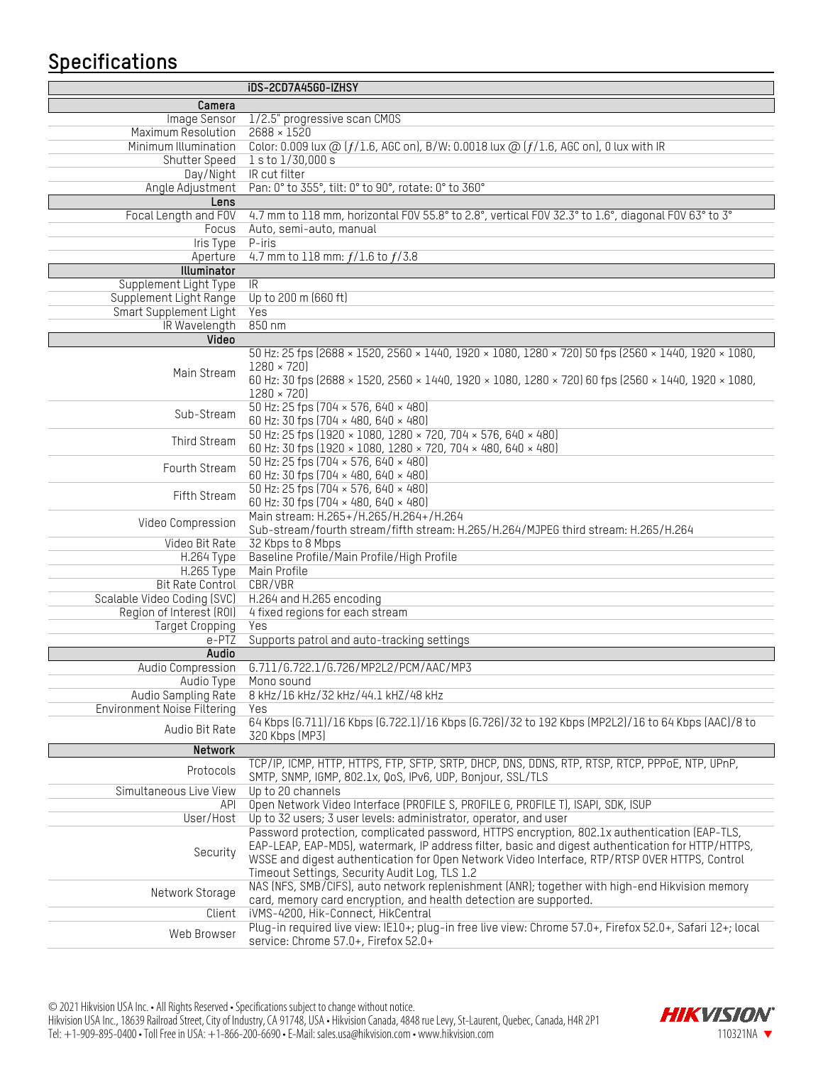## Specifications

| | iDS-2CD7A45G0-IZHSY |
|---|---|
| **Camera** | |
| Image Sensor | 1/2.5" progressive scan CMOS |
| Maximum Resolution | 2688 × 1520 |
| Minimum Illumination | Color: 0.009 lux @ (ƒ/1.6, AGC on), B/W: 0.0018 lux @ (ƒ/1.6, AGC on), 0 lux with IR |
| Shutter Speed | 1 s to 1/30,000 s |
| Day/Night | IR cut filter |
| Angle Adjustment | Pan: 0° to 355°, tilt: 0° to 90°, rotate: 0° to 360° |
| **Lens** | |
| Focal Length and FOV | 4.7 mm to 118 mm, horizontal FOV 55.8° to 2.8°, vertical FOV 32.3° to 1.6°, diagonal FOV 63° to 3° |
| Focus | Auto, semi-auto, manual |
| Iris Type | P-iris |
| Aperture | 4.7 mm to 118 mm: ƒ/1.6 to ƒ/3.8 |
| **Illuminator** | |
| Supplement Light Type | IR |
| Supplement Light Range | Up to 200 m (660 ft) |
| Smart Supplement Light | Yes |
| IR Wavelength | 850 nm |
| **Video** | |
| Main Stream | 50 Hz: 25 fps (2688 × 1520, 2560 × 1440, 1920 × 1080, 1280 × 720) 50 fps (2560 × 1440, 1920 × 1080, 1280 × 720)<br>60 Hz: 30 fps (2688 × 1520, 2560 × 1440, 1920 × 1080, 1280 × 720) 60 fps (2560 × 1440, 1920 × 1080, 1280 × 720) |
| Sub-Stream | 50 Hz: 25 fps (704 × 576, 640 × 480)<br>60 Hz: 30 fps (704 × 480, 640 × 480) |
| Third Stream | 50 Hz: 25 fps (1920 × 1080, 1280 × 720, 704 × 576, 640 × 480)<br>60 Hz: 30 fps (1920 × 1080, 1280 × 720, 704 × 480, 640 × 480) |
| Fourth Stream | 50 Hz: 25 fps (704 × 576, 640 × 480)<br>60 Hz: 30 fps (704 × 480, 640 × 480) |
| Fifth Stream | 50 Hz: 25 fps (704 × 576, 640 × 480)<br>60 Hz: 30 fps (704 × 480, 640 × 480) |
| Video Compression | Main stream: H.265+/H.265/H.264+/H.264<br>Sub-stream/fourth stream/fifth stream: H.265/H.264/MJPEG third stream: H.265/H.264 |
| Video Bit Rate | 32 Kbps to 8 Mbps |
| H.264 Type | Baseline Profile/Main Profile/High Profile |
| H.265 Type | Main Profile |
| Bit Rate Control | CBR/VBR |
| Scalable Video Coding (SVC) | H.264 and H.265 encoding |
| Region of Interest (ROI) | 4 fixed regions for each stream |
| Target Cropping | Yes |
| e-PTZ | Supports patrol and auto-tracking settings |
| **Audio** | |
| Audio Compression | G.711/G.722.1/G.726/MP2L2/PCM/AAC/MP3 |
| Audio Type | Mono sound |
| Audio Sampling Rate | 8 kHz/16 kHz/32 kHz/44.1 kHZ/48 kHz |
| Environment Noise Filtering | Yes |
| Audio Bit Rate | 64 Kbps (G.711)/16 Kbps (G.722.1)/16 Kbps (G.726)/32 to 192 Kbps (MP2L2)/16 to 64 Kbps (AAC)/8 to 320 Kbps (MP3) |
| **Network** | |
| Protocols | TCP/IP, ICMP, HTTP, HTTPS, FTP, SFTP, SRTP, DHCP, DNS, DDNS, RTP, RTSP, RTCP, PPPoE, NTP, UPnP, SMTP, SNMP, IGMP, 802.1x, QoS, IPv6, UDP, Bonjour, SSL/TLS |
| Simultaneous Live View | Up to 20 channels |
| API | Open Network Video Interface (PROFILE S, PROFILE G, PROFILE T), ISAPI, SDK, ISUP |
| User/Host | Up to 32 users; 3 user levels: administrator, operator, and user |
| Security | Password protection, complicated password, HTTPS encryption, 802.1x authentication (EAP-TLS, EAP-LEAP, EAP-MD5), watermark, IP address filter, basic and digest authentication for HTTP/HTTPS, WSSE and digest authentication for Open Network Video Interface, RTP/RTSP OVER HTTPS, Control Timeout Settings, Security Audit Log, TLS 1.2 |
| Network Storage | NAS (NFS, SMB/CIFS), auto network replenishment (ANR); together with high-end Hikvision memory card, memory card encryption, and health detection are supported. |
| Client | iVMS-4200, Hik-Connect, HikCentral |
| Web Browser | Plug-in required live view: IE10+; plug-in free live view: Chrome 57.0+, Firefox 52.0+, Safari 12+; local service: Chrome 57.0+, Firefox 52.0+ |

© 2021 Hikvision USA Inc. • All Rights Reserved • Specifications subject to change without notice.
Hikvision USA Inc., 18639 Railroad Street, City of Industry, CA 91748, USA • Hikvision Canada, 4848 rue Levy, St-Laurent, Quebec, Canada, H4R 2P1
Tel: +1-909-895-0400 • Toll Free in USA: +1-866-200-6690 • E-Mail: sales.usa@hikvision.com • www.hikvision.com

HIKVISION
110321NA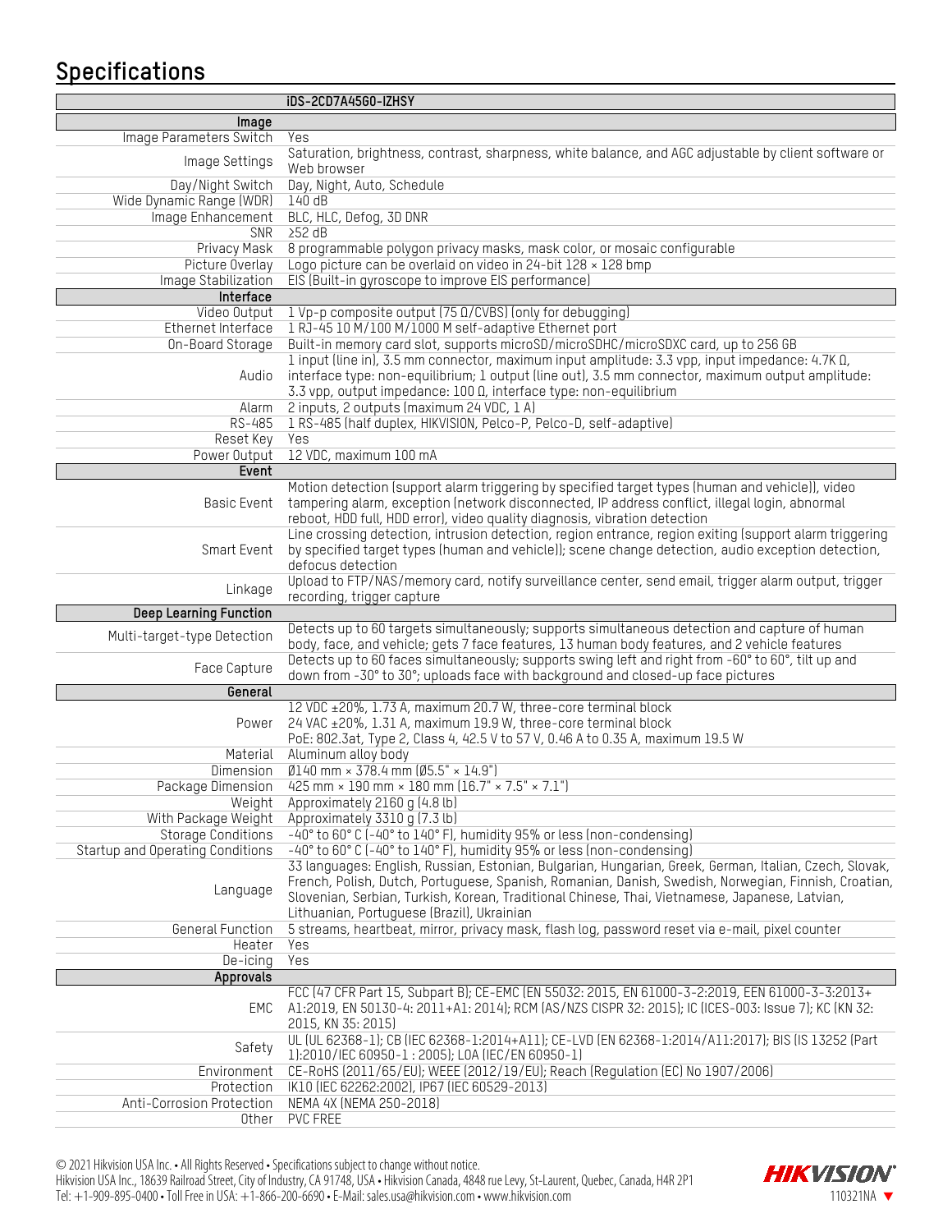## Specifications

| | iDS-2CD7A45G0-IZHSY |
|---|---|
| **Image** | |
| Image Parameters Switch | Yes |
| Image Settings | Saturation, brightness, contrast, sharpness, white balance, and AGC adjustable by client software or Web browser |
| Day/Night Switch | Day, Night, Auto, Schedule |
| Wide Dynamic Range (WDR) | 140 dB |
| Image Enhancement | BLC, HLC, Defog, 3D DNR |
| SNR | ≥52 dB |
| Privacy Mask | 8 programmable polygon privacy masks, mask color, or mosaic configurable |
| Picture Overlay | Logo picture can be overlaid on video in 24-bit 128 × 128 bmp |
| Image Stabilization | EIS (Built-in gyroscope to improve EIS performance) |
| **Interface** | |
| Video Output | 1 Vp-p composite output (75 Ω/CVBS) (only for debugging) |
| Ethernet Interface | 1 RJ-45 10 M/100 M/1000 M self-adaptive Ethernet port |
| On-Board Storage | Built-in memory card slot, supports microSD/microSDHC/microSDXC card, up to 256 GB |
| Audio | 1 input (line in), 3.5 mm connector, maximum input amplitude: 3.3 vpp, input impedance: 4.7K Ω, interface type: non-equilibrium; 1 output (line out), 3.5 mm connector, maximum output amplitude: 3.3 vpp, output impedance: 100 Ω, interface type: non-equilibrium |
| Alarm | 2 inputs, 2 outputs (maximum 24 VDC, 1 A) |
| RS-485 | 1 RS-485 (half duplex, HIKVISION, Pelco-P, Pelco-D, self-adaptive) |
| Reset Key | Yes |
| Power Output | 12 VDC, maximum 100 mA |
| **Event** | |
| Basic Event | Motion detection (support alarm triggering by specified target types (human and vehicle)), video tampering alarm, exception (network disconnected, IP address conflict, illegal login, abnormal reboot, HDD full, HDD error), video quality diagnosis, vibration detection |
| Smart Event | Line crossing detection, intrusion detection, region entrance, region exiting (support alarm triggering by specified target types (human and vehicle)); scene change detection, audio exception detection, defocus detection |
| Linkage | Upload to FTP/NAS/memory card, notify surveillance center, send email, trigger alarm output, trigger recording, trigger capture |
| **Deep Learning Function** | |
| Multi-target-type Detection | Detects up to 60 targets simultaneously; supports simultaneous detection and capture of human body, face, and vehicle; gets 7 face features, 13 human body features, and 2 vehicle features |
| Face Capture | Detects up to 60 faces simultaneously; supports swing left and right from -60° to 60°, tilt up and down from -30° to 30°; uploads face with background and closed-up face pictures |
| **General** | |
| Power | 12 VDC ±20%, 1.73 A, maximum 20.7 W, three-core terminal block<br>24 VAC ±20%, 1.31 A, maximum 19.9 W, three-core terminal block<br>PoE: 802.3at, Type 2, Class 4, 42.5 V to 57 V, 0.46 A to 0.35 A, maximum 19.5 W |
| Material | Aluminum alloy body |
| Dimension | Ø140 mm × 378.4 mm (Ø5.5" × 14.9") |
| Package Dimension | 425 mm × 190 mm × 180 mm (16.7" × 7.5" × 7.1") |
| Weight | Approximately 2160 g (4.8 lb) |
| With Package Weight | Approximately 3310 g (7.3 lb) |
| Storage Conditions | -40° to 60° C (-40° to 140° F), humidity 95% or less (non-condensing) |
| Startup and Operating Conditions | -40° to 60° C (-40° to 140° F), humidity 95% or less (non-condensing) |
| Language | 33 languages: English, Russian, Estonian, Bulgarian, Hungarian, Greek, German, Italian, Czech, Slovak, French, Polish, Dutch, Portuguese, Spanish, Romanian, Danish, Swedish, Norwegian, Finnish, Croatian, Slovenian, Serbian, Turkish, Korean, Traditional Chinese, Thai, Vietnamese, Japanese, Latvian, Lithuanian, Portuguese (Brazil), Ukrainian |
| General Function | 5 streams, heartbeat, mirror, privacy mask, flash log, password reset via e-mail, pixel counter |
| Heater | Yes |
| De-icing | Yes |
| **Approvals** | |
| EMC | FCC (47 CFR Part 15, Subpart B); CE-EMC (EN 55032: 2015, EN 61000-3-2:2019, EEN 61000-3-3:2013+ A1:2019, EN 50130-4: 2011+A1: 2014); RCM (AS/NZS CISPR 32: 2015); IC (ICES-003: Issue 7); KC (KN 32: 2015, KN 35: 2015) |
| Safety | UL (UL 62368-1); CB (IEC 62368-1:2014+A11); CE-LVD (EN 62368-1:2014/A11:2017); BIS (IS 13252 (Part 1):2010/IEC 60950-1 : 2005); LOA (IEC/EN 60950-1) |
| Environment | CE-RoHS (2011/65/EU); WEEE (2012/19/EU); Reach (Regulation (EC) No 1907/2006) |
| Protection | IK10 (IEC 62262:2002), IP67 (IEC 60529-2013) |
| Anti-Corrosion Protection | NEMA 4X (NEMA 250-2018) |
| Other | PVC FREE |

© 2021 Hikvision USA Inc. • All Rights Reserved • Specifications subject to change without notice.
Hikvision USA Inc., 18639 Railroad Street, City of Industry, CA 91748, USA • Hikvision Canada, 4848 rue Levy, St-Laurent, Quebec, Canada, H4R 2P1
Tel: +1-909-895-0400 • Toll Free in USA: +1-866-200-6690 • E-Mail: sales.usa@hikvision.com • www.hikvision.com

HIKVISION
110321NA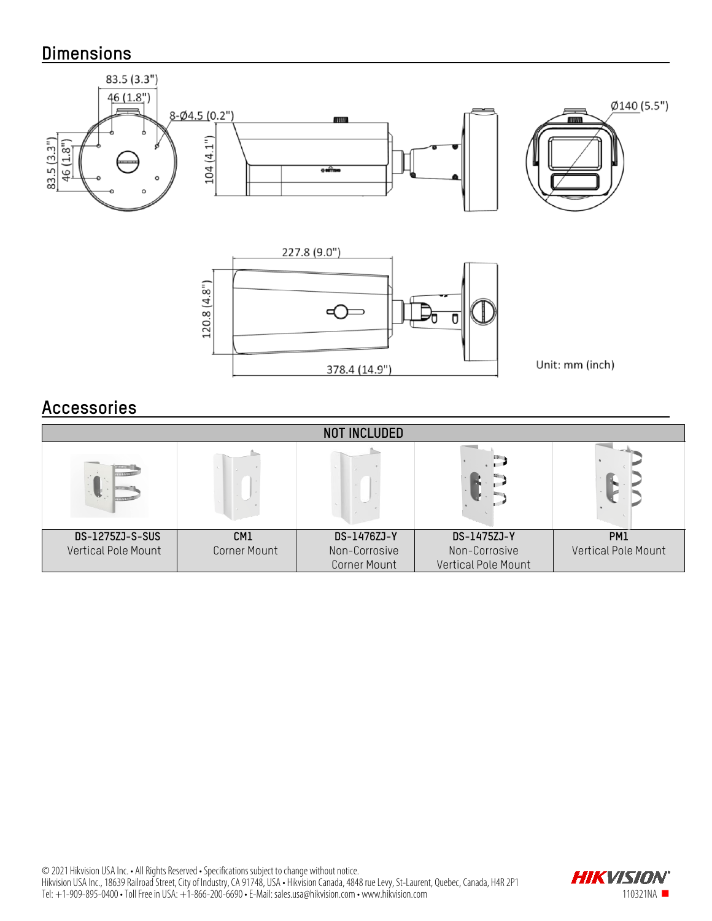## Dimensions

83.5 (3.3")
46 (1.8")
8-Ø4.5 (0.2")
83.5 (3.3")
46 (1.8")
104 (4.1")
Ø140 (5.5")
227.8 (9.0")
120.8 (4.8")
378.4 (14.9")

Unit: mm (inch)

## Accessories

| NOT INCLUDED | | | | |
|---|---|---|---|---|
| **DS-1275ZJ-S-SUS** Vertical Pole Mount | **CM1** Corner Mount | **DS-1476ZJ-Y** Non-Corrosive Corner Mount | **DS-1475ZJ-Y** Non-Corrosive Vertical Pole Mount | **PM1** Vertical Pole Mount |

© 2021 Hikvision USA Inc. • All Rights Reserved • Specifications subject to change without notice.
Hikvision USA Inc., 18639 Railroad Street, City of Industry, CA 91748, USA • Hikvision Canada, 4848 rue Levy, St-Laurent, Quebec, Canada, H4R 2P1
Tel: +1-909-895-0400 • Toll Free in USA: +1-866-200-6690 • E-Mail: sales.usa@hikvision.com • www.hikvision.com

110321NA